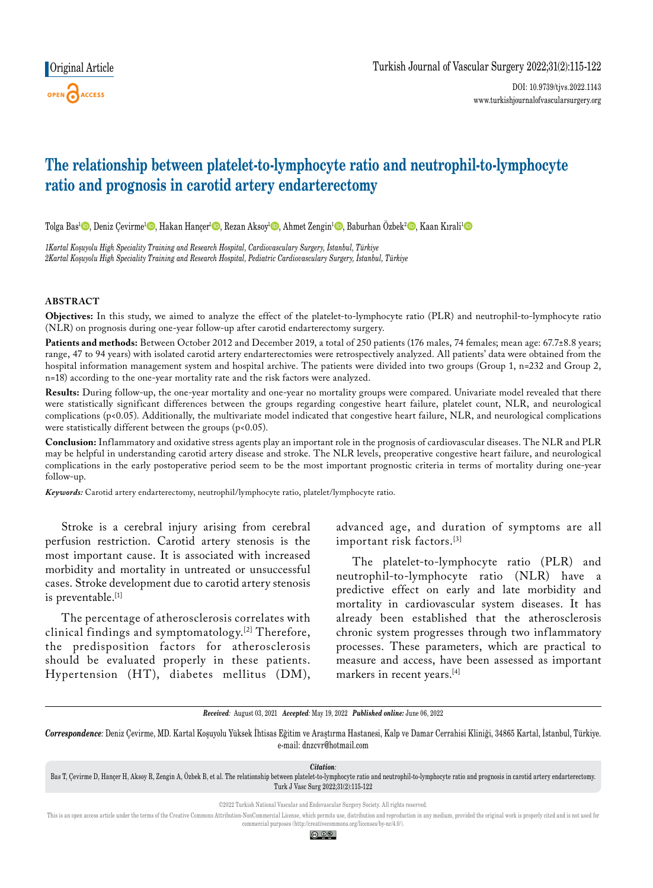Original Article

# The relationship between platelet-to-lymphocyte ratio and neutrophil-to-lymphocyte ratio and prognosis in carotid artery endarterectomy

Tolga Bas[1], Deniz Çevirme[1], Hakan Hançer[1], Rezan Aksoy[1], Ahmet Zengin[1], Baburhan Özbek[2], Kaan Kırali[1]

*1Kartal Koşuyolu High Speciality Training and Research Hospital, Cardiovasculary Surgery, İstanbul, Türkiye*
*2Kartal Koşuyolu High Speciality Training and Research Hospital, Pediatric Cardiovasculary Surgery, Istanbul, Türkiye*

## ABSTRACT

**Objectives:** In this study, we aimed to analyze the effect of the platelet-to-lymphocyte ratio (PLR) and neutrophil-to-lymphocyte ratio (NLR) on prognosis during one-year follow-up after carotid endarterectomy surgery.

**Patients and methods:** Between October 2012 and December 2019, a total of 250 patients (176 males, 74 females; mean age: 67.7±8.8 years; range, 47 to 94 years) with isolated carotid artery endarterectomies were retrospectively analyzed. All patients' data were obtained from the hospital information management system and hospital archive. The patients were divided into two groups (Group 1, n=232 and Group 2, n=18) according to the one-year mortality rate and the risk factors were analyzed.

**Results:** During follow-up, the one-year mortality and one-year no mortality groups were compared. Univariate model revealed that there were statistically significant differences between the groups regarding congestive heart failure, platelet count, NLR, and neurological complications ($p<0.05$). Additionally, the multivariate model indicated that congestive heart failure, NLR, and neurological complications were statistically different between the groups ($p<0.05$).

**Conclusion:** Inflammatory and oxidative stress agents play an important role in the prognosis of cardiovascular diseases. The NLR and PLR may be helpful in understanding carotid artery disease and stroke. The NLR levels, preoperative congestive heart failure, and neurological complications in the early postoperative period seem to be the most important prognostic criteria in terms of mortality during one-year follow-up.

***Keywords:*** Carotid artery endarterectomy, neutrophil/lymphocyte ratio, platelet/lymphocyte ratio.

Stroke is a cerebral injury arising from cerebral perfusion restriction. Carotid artery stenosis is the most important cause. It is associated with increased morbidity and mortality in untreated or unsuccessful cases. Stroke development due to carotid artery stenosis is preventable.[1]

The percentage of atherosclerosis correlates with clinical findings and symptomatology.[2] Therefore, the predisposition factors for atherosclerosis should be evaluated properly in these patients. Hypertension (HT), diabetes mellitus (DM), advanced age, and duration of symptoms are all important risk factors.[3]

The platelet-to-lymphocyte ratio (PLR) and neutrophil-to-lymphocyte ratio (NLR) have a predictive effect on early and late morbidity and mortality in cardiovascular system diseases. It has already been established that the atherosclerosis chronic system progresses through two inflammatory processes. These parameters, which are practical to measure and access, have been assessed as important markers in recent years.[4]

***Received:*** August 03, 2021 ***Accepted:*** May 19, 2022 ***Published online:*** June 06, 2022

***Correspondence:*** Deniz Çevirme, MD. Kartal Koşuyolu Yüksek İhtisas Eğitim ve Araştırma Hastanesi, Kalp ve Damar Cerrahisi Kliniği, 34865 Kartal, İstanbul, Türkiye. e-mail: dnzcvr@hotmail.com

***Citation:***
Bas T, Çevirme D, Hançer H, Aksoy R, Zengin A, Özbek B, et al. The relationship between platelet-to-lymphocyte ratio and neutrophil-to-lymphocyte ratio and prognosis in carotid artery endarterectomy. Turk J Vasc Surg 2022;31(2):115-122

©2022 Turkish National Vascular and Endovascular Surgery Society. All rights reserved.

This is an open access article under the terms of the Creative Commons Attribution-NonCommercial License, which permits use, distribution and reproduction in any medium, provided the original work is properly cited and is not used for commercial purposes (http://creativecommons.org/licenses/by-nc/4.0/).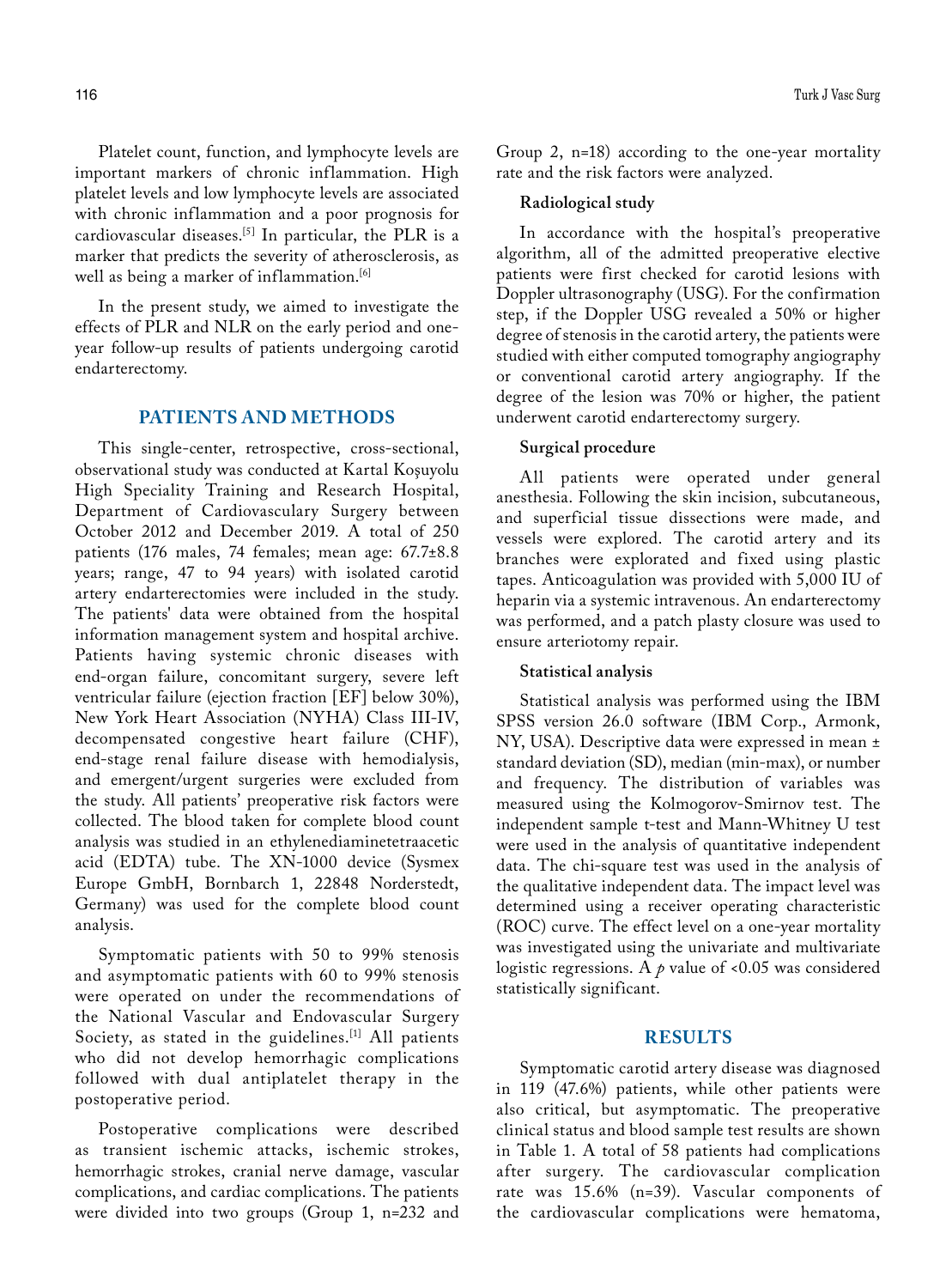Platelet count, function, and lymphocyte levels are important markers of chronic inflammation. High platelet levels and low lymphocyte levels are associated with chronic inflammation and a poor prognosis for cardiovascular diseases.[5] In particular, the PLR is a marker that predicts the severity of atherosclerosis, as well as being a marker of inflammation.[6]

In the present study, we aimed to investigate the effects of PLR and NLR on the early period and one-year follow-up results of patients undergoing carotid endarterectomy.

## PATIENTS AND METHODS

This single-center, retrospective, cross-sectional, observational study was conducted at Kartal Koşuyolu High Speciality Training and Research Hospital, Department of Cardiovasculary Surgery between October 2012 and December 2019. A total of 250 patients (176 males, 74 females; mean age: 67.7±8.8 years; range, 47 to 94 years) with isolated carotid artery endarterectomies were included in the study. The patients' data were obtained from the hospital information management system and hospital archive. Patients having systemic chronic diseases with end-organ failure, concomitant surgery, severe left ventricular failure (ejection fraction [EF] below 30%), New York Heart Association (NYHA) Class III-IV, decompensated congestive heart failure (CHF), end-stage renal failure disease with hemodialysis, and emergent/urgent surgeries were excluded from the study. All patients' preoperative risk factors were collected. The blood taken for complete blood count analysis was studied in an ethylenediaminetetraacetic acid (EDTA) tube. The XN-1000 device (Sysmex Europe GmbH, Bornbarch 1, 22848 Norderstedt, Germany) was used for the complete blood count analysis.

Symptomatic patients with 50 to 99% stenosis and asymptomatic patients with 60 to 99% stenosis were operated on under the recommendations of the National Vascular and Endovascular Surgery Society, as stated in the guidelines.[1] All patients who did not develop hemorrhagic complications followed with dual antiplatelet therapy in the postoperative period.

Postoperative complications were described as transient ischemic attacks, ischemic strokes, hemorrhagic strokes, cranial nerve damage, vascular complications, and cardiac complications. The patients were divided into two groups (Group 1, n=232 and Group 2, n=18) according to the one-year mortality rate and the risk factors were analyzed.

### Radiological study

In accordance with the hospital's preoperative algorithm, all of the admitted preoperative elective patients were first checked for carotid lesions with Doppler ultrasonography (USG). For the confirmation step, if the Doppler USG revealed a 50% or higher degree of stenosis in the carotid artery, the patients were studied with either computed tomography angiography or conventional carotid artery angiography. If the degree of the lesion was 70% or higher, the patient underwent carotid endarterectomy surgery.

### Surgical procedure

All patients were operated under general anesthesia. Following the skin incision, subcutaneous, and superficial tissue dissections were made, and vessels were explored. The carotid artery and its branches were explorated and fixed using plastic tapes. Anticoagulation was provided with 5,000 IU of heparin via a systemic intravenous. An endarterectomy was performed, and a patch plasty closure was used to ensure arteriotomy repair.

### Statistical analysis

Statistical analysis was performed using the IBM SPSS version 26.0 software (IBM Corp., Armonk, NY, USA). Descriptive data were expressed in mean ± standard deviation (SD), median (min-max), or number and frequency. The distribution of variables was measured using the Kolmogorov-Smirnov test. The independent sample t-test and Mann-Whitney U test were used in the analysis of quantitative independent data. The chi-square test was used in the analysis of the qualitative independent data. The impact level was determined using a receiver operating characteristic (ROC) curve. The effect level on a one-year mortality was investigated using the univariate and multivariate logistic regressions. A $p$ value of <0.05 was considered statistically significant.

## RESULTS

Symptomatic carotid artery disease was diagnosed in 119 (47.6%) patients, while other patients were also critical, but asymptomatic. The preoperative clinical status and blood sample test results are shown in Table 1. A total of 58 patients had complications after surgery. The cardiovascular complication rate was 15.6% (n=39). Vascular components of the cardiovascular complications were hematoma,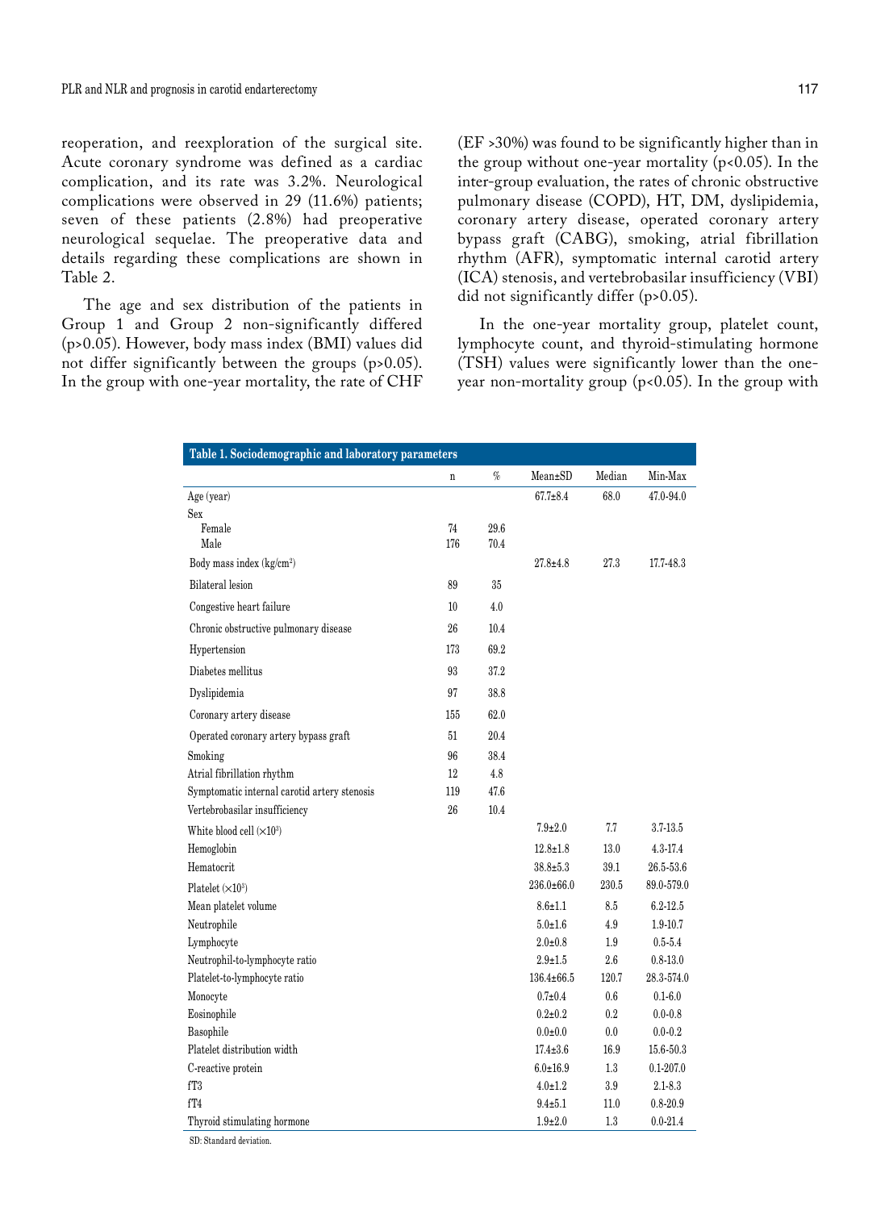reoperation, and reexploration of the surgical site. Acute coronary syndrome was defined as a cardiac complication, and its rate was 3.2%. Neurological complications were observed in 29 (11.6%) patients; seven of these patients (2.8%) had preoperative neurological sequelae. The preoperative data and details regarding these complications are shown in Table 2.

The age and sex distribution of the patients in Group 1 and Group 2 non-significantly differed (p>0.05). However, body mass index (BMI) values did not differ significantly between the groups (p>0.05). In the group with one-year mortality, the rate of CHF (EF >30%) was found to be significantly higher than in the group without one-year mortality (p<0.05). In the inter-group evaluation, the rates of chronic obstructive pulmonary disease (COPD), HT, DM, dyslipidemia, coronary artery disease, operated coronary artery bypass graft (CABG), smoking, atrial fibrillation rhythm (AFR), symptomatic internal carotid artery (ICA) stenosis, and vertebrobasilar insufficiency (VBI) did not significantly differ (p>0.05).

In the one-year mortality group, platelet count, lymphocyte count, and thyroid-stimulating hormone (TSH) values were significantly lower than the one-year non-mortality group (p<0.05). In the group with

**Table 1. Sociodemographic and laboratory parameters**

| | n | % | Mean±SD | Median | Min-Max |
|---|---|---|---|---|---|
| Age (year) | | | 67.7±8.4 | 68.0 | 47.0-94.0 |
| Sex | | | | | |
| Female | 74 | 29.6 | | | |
| Male | 176 | 70.4 | | | |
| Body mass index (kg/cm$^2$) | | | 27.8±4.8 | 27.3 | 17.7-48.3 |
| Bilateral lesion | 89 | 35 | | | |
| Congestive heart failure | 10 | 4.0 | | | |
| Chronic obstructive pulmonary disease | 26 | 10.4 | | | |
| Hypertension | 173 | 69.2 | | | |
| Diabetes mellitus | 93 | 37.2 | | | |
| Dyslipidemia | 97 | 38.8 | | | |
| Coronary artery disease | 155 | 62.0 | | | |
| Operated coronary artery bypass graft | 51 | 20.4 | | | |
| Smoking | 96 | 38.4 | | | |
| Atrial fibrillation rhythm | 12 | 4.8 | | | |
| Symptomatic internal carotid artery stenosis | 119 | 47.6 | | | |
| Vertebrobasilar insufficiency | 26 | 10.4 | | | |
| White blood cell ($\times 10^3$) | | | 7.9±2.0 | 7.7 | 3.7-13.5 |
| Hemoglobin | | | 12.8±1.8 | 13.0 | 4.3-17.4 |
| Hematocrit | | | 38.8±5.3 | 39.1 | 26.5-53.6 |
| Platelet ($\times 10^3$) | | | 236.0±66.0 | 230.5 | 89.0-579.0 |
| Mean platelet volume | | | 8.6±1.1 | 8.5 | 6.2-12.5 |
| Neutrophile | | | 5.0±1.6 | 4.9 | 1.9-10.7 |
| Lymphocyte | | | 2.0±0.8 | 1.9 | 0.5-5.4 |
| Neutrophil-to-lymphocyte ratio | | | 2.9±1.5 | 2.6 | 0.8-13.0 |
| Platelet-to-lymphocyte ratio | | | 136.4±66.5 | 120.7 | 28.3-574.0 |
| Monocyte | | | 0.7±0.4 | 0.6 | 0.1-6.0 |
| Eosinophile | | | 0.2±0.2 | 0.2 | 0.0-0.8 |
| Basophile | | | 0.0±0.0 | 0.0 | 0.0-0.2 |
| Platelet distribution width | | | 17.4±3.6 | 16.9 | 15.6-50.3 |
| C-reactive protein | | | 6.0±16.9 | 1.3 | 0.1-207.0 |
| fT3 | | | 4.0±1.2 | 3.9 | 2.1-8.3 |
| fT4 | | | 9.4±5.1 | 11.0 | 0.8-20.9 |
| Thyroid stimulating hormone | | | 1.9±2.0 | 1.3 | 0.0-21.4 |

SD: Standard deviation.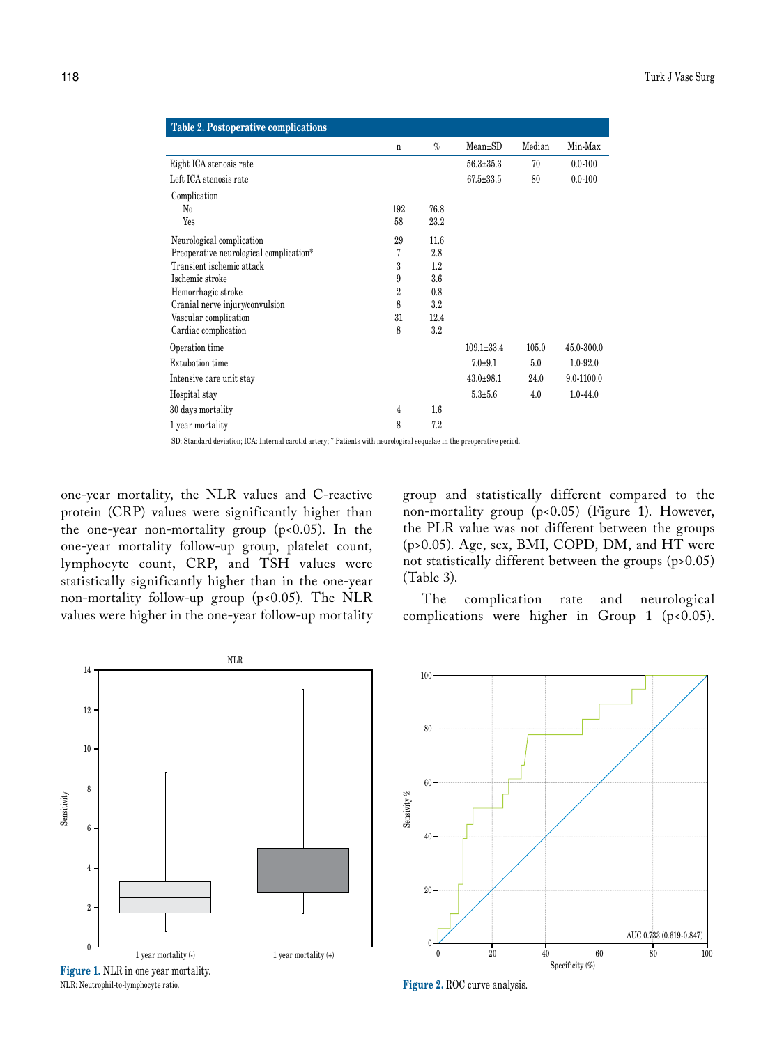**Table 2. Postoperative complications**

| | n | % | Mean±SD | Median | Min-Max |
|---|---|---|---|---|---|
| Right ICA stenosis rate | | | 56.3±35.3 | 70 | 0.0-100 |
| Left ICA stenosis rate | | | 67.5±33.5 | 80 | 0.0-100 |
| Complication | | | | | |
| No | 192 | 76.8 | | | |
| Yes | 58 | 23.2 | | | |
| Neurological complication | 29 | 11.6 | | | |
| Preoperative neurological complication* | 7 | 2.8 | | | |
| Transient ischemic attack | 3 | 1.2 | | | |
| Ischemic stroke | 9 | 3.6 | | | |
| Hemorrhagic stroke | 2 | 0.8 | | | |
| Cranial nerve injury/convulsion | 8 | 3.2 | | | |
| Vascular complication | 31 | 12.4 | | | |
| Cardiac complication | 8 | 3.2 | | | |
| Operation time | | | 109.1±33.4 | 105.0 | 45.0-300.0 |
| Extubation time | | | 7.0±9.1 | 5.0 | 1.0-92.0 |
| Intensive care unit stay | | | 43.0±98.1 | 24.0 | 9.0-1100.0 |
| Hospital stay | | | 5.3±5.6 | 4.0 | 1.0-44.0 |
| 30 days mortality | 4 | 1.6 | | | |
| 1 year mortality | 8 | 7.2 | | | |

SD: Standard deviation; ICA: Internal carotid artery; * Patients with neurological sequelae in the preoperative period.

one-year mortality, the NLR values and C-reactive protein (CRP) values were significantly higher than the one-year non-mortality group ($p<0.05$). In the one-year mortality follow-up group, platelet count, lymphocyte count, CRP, and TSH values were statistically significantly higher than in the one-year non-mortality follow-up group ($p<0.05$). The NLR values were higher in the one-year follow-up mortality group and statistically different compared to the non-mortality group ($p<0.05$) (Figure 1). However, the PLR value was not different between the groups ($p>0.05$). Age, sex, BMI, COPD, DM, and HT were not statistically different between the groups ($p>0.05$) (Table 3).

The complication rate and neurological complications were higher in Group 1 ($p<0.05$).

NLR

14
12
10
8
6
4
2
0

Sensitivity

1 year mortality (-)
1 year mortality (+)

**Figure 1.** NLR in one year mortality.

NLR: Neutrophil-to-lymphocyte ratio.

100
80
60
40
20
0

Sensivity %

0
20
40
60
80
100

Specificity (%)

AUC 0.733 (0.619-0.847)

**Figure 2.** ROC curve analysis.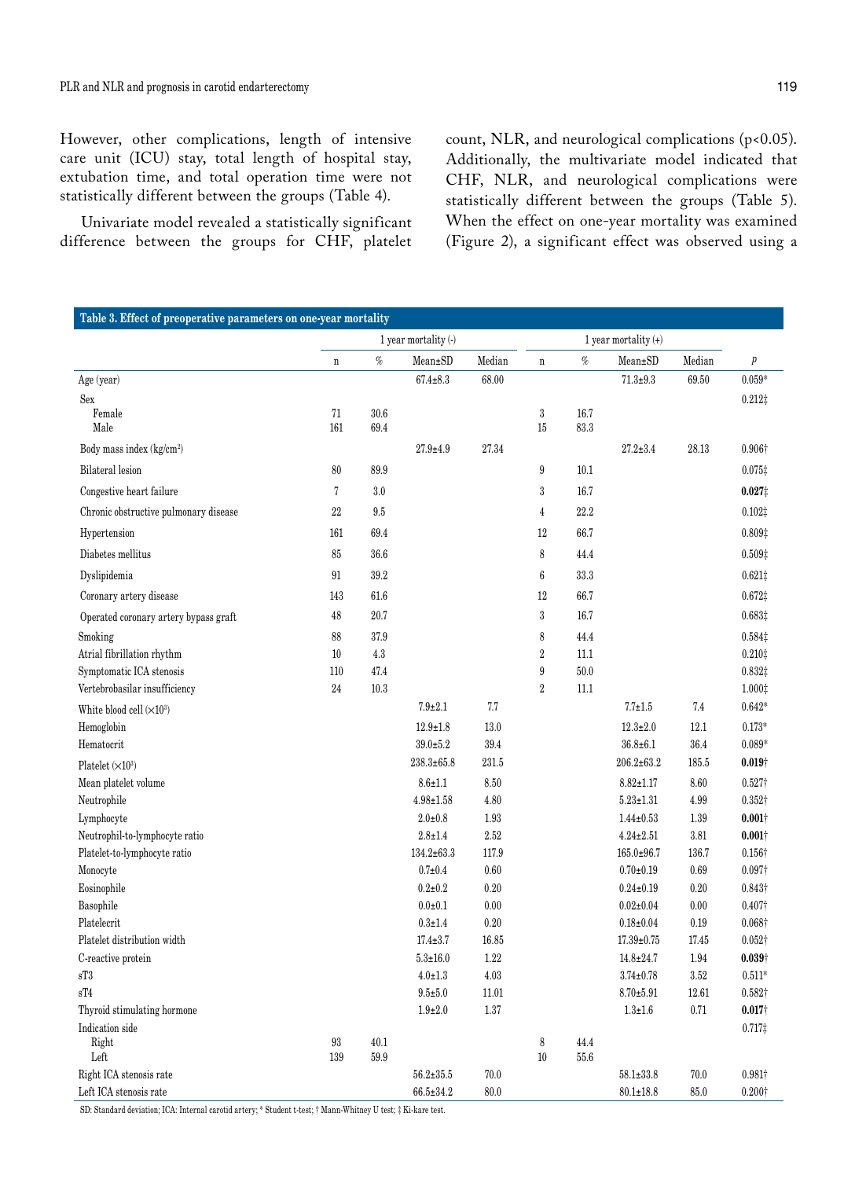However, other complications, length of intensive care unit (ICU) stay, total length of hospital stay, extubation time, and total operation time were not statistically different between the groups (Table 4).

Univariate model revealed a statistically significant difference between the groups for CHF, platelet count, NLR, and neurological complications ($p<0.05$). Additionally, the multivariate model indicated that CHF, NLR, and neurological complications were statistically different between the groups (Table 5). When the effect on one-year mortality was examined (Figure 2), a significant effect was observed using a

**Table 3. Effect of preoperative parameters on one-year mortality**

| | 1 year mortality (-) | | | | 1 year mortality (+) | | | | |
|---|---|---|---|---|---|---|---|---|---|
| | n | % | Mean±SD | Median | n | % | Mean±SD | Median | *p* |
| Age (year) | | | 67.4±8.3 | 68.00 | | | 71.3±9.3 | 69.50 | 0.059* |
| Sex | | | | | | | | | 0.212‡ |
| Female | 71 | 30.6 | | | 3 | 16.7 | | | |
| Male | 161 | 69.4 | | | 15 | 83.3 | | | |
| Body mass index (kg/cm²) | | | 27.9±4.9 | 27.34 | | | 27.2±3.4 | 28.13 | 0.906† |
| Bilateral lesion | 80 | 89.9 | | | 9 | 10.1 | | | 0.075‡ |
| Congestive heart failure | 7 | 3.0 | | | 3 | 16.7 | | | **0.027‡** |
| Chronic obstructive pulmonary disease | 22 | 9.5 | | | 4 | 22.2 | | | 0.102‡ |
| Hypertension | 161 | 69.4 | | | 12 | 66.7 | | | 0.809‡ |
| Diabetes mellitus | 85 | 36.6 | | | 8 | 44.4 | | | 0.509‡ |
| Dyslipidemia | 91 | 39.2 | | | 6 | 33.3 | | | 0.621‡ |
| Coronary artery disease | 143 | 61.6 | | | 12 | 66.7 | | | 0.672‡ |
| Operated coronary artery bypass graft | 48 | 20.7 | | | 3 | 16.7 | | | 0.683‡ |
| Smoking | 88 | 37.9 | | | 8 | 44.4 | | | 0.584‡ |
| Atrial fibrillation rhythm | 10 | 4.3 | | | 2 | 11.1 | | | 0.210‡ |
| Symptomatic ICA stenosis | 110 | 47.4 | | | 9 | 50.0 | | | 0.832‡ |
| Vertebrobasilar insufficiency | 24 | 10.3 | | | 2 | 11.1 | | | 1.000‡ |
| White blood cell (×10³) | | | 7.9±2.1 | 7.7 | | | 7.7±1.5 | 7.4 | 0.642* |
| Hemoglobin | | | 12.9±1.8 | 13.0 | | | 12.3±2.0 | 12.1 | 0.173* |
| Hematocrit | | | 39.0±5.2 | 39.4 | | | 36.8±6.1 | 36.4 | 0.089* |
| Platelet (×10³) | | | 238.3±65.8 | 231.5 | | | 206.2±63.2 | 185.5 | **0.019†** |
| Mean platelet volume | | | 8.6±1.1 | 8.50 | | | 8.82±1.17 | 8.60 | 0.527† |
| Neutrophile | | | 4.98±1.58 | 4.80 | | | 5.23±1.31 | 4.99 | 0.352† |
| Lymphocyte | | | 2.0±0.8 | 1.93 | | | 1.44±0.53 | 1.39 | **0.001†** |
| Neutrophil-to-lymphocyte ratio | | | 2.8±1.4 | 2.52 | | | 4.24±2.51 | 3.81 | **0.001†** |
| Platelet-to-lymphocyte ratio | | | 134.2±63.3 | 117.9 | | | 165.0±96.7 | 136.7 | 0.156† |
| Monocyte | | | 0.7±0.4 | 0.60 | | | 0.70±0.19 | 0.69 | 0.097† |
| Eosinophile | | | 0.2±0.2 | 0.20 | | | 0.24±0.19 | 0.20 | 0.843† |
| Basophile | | | 0.0±0.1 | 0.00 | | | 0.02±0.04 | 0.00 | 0.407† |
| Platelecrit | | | 0.3±1.4 | 0.20 | | | 0.18±0.04 | 0.19 | 0.068† |
| Platelet distribution width | | | 17.4±3.7 | 16.85 | | | 17.39±0.75 | 17.45 | 0.052† |
| C-reactive protein | | | 5.3±16.0 | 1.22 | | | 14.8±24.7 | 1.94 | **0.039†** |
| sT3 | | | 4.0±1.3 | 4.03 | | | 3.74±0.78 | 3.52 | 0.511* |
| sT4 | | | 9.5±5.0 | 11.01 | | | 8.70±5.91 | 12.61 | 0.582† |
| Thyroid stimulating hormone | | | 1.9±2.0 | 1.37 | | | 1.3±1.6 | 0.71 | **0.017†** |
| Indication side | | | | | | | | | 0.717‡ |
| Right | 93 | 40.1 | | | 8 | 44.4 | | | |
| Left | 139 | 59.9 | | | 10 | 55.6 | | | |
| Right ICA stenosis rate | | | 56.2±35.5 | 70.0 | | | 58.1±33.8 | 70.0 | 0.981† |
| Left ICA stenosis rate | | | 66.5±34.2 | 80.0 | | | 80.1±18.8 | 85.0 | 0.200† |

SD: Standard deviation; ICA: Internal carotid artery; * Student t-test; † Mann-Whitney U test; ‡ Ki-kare test.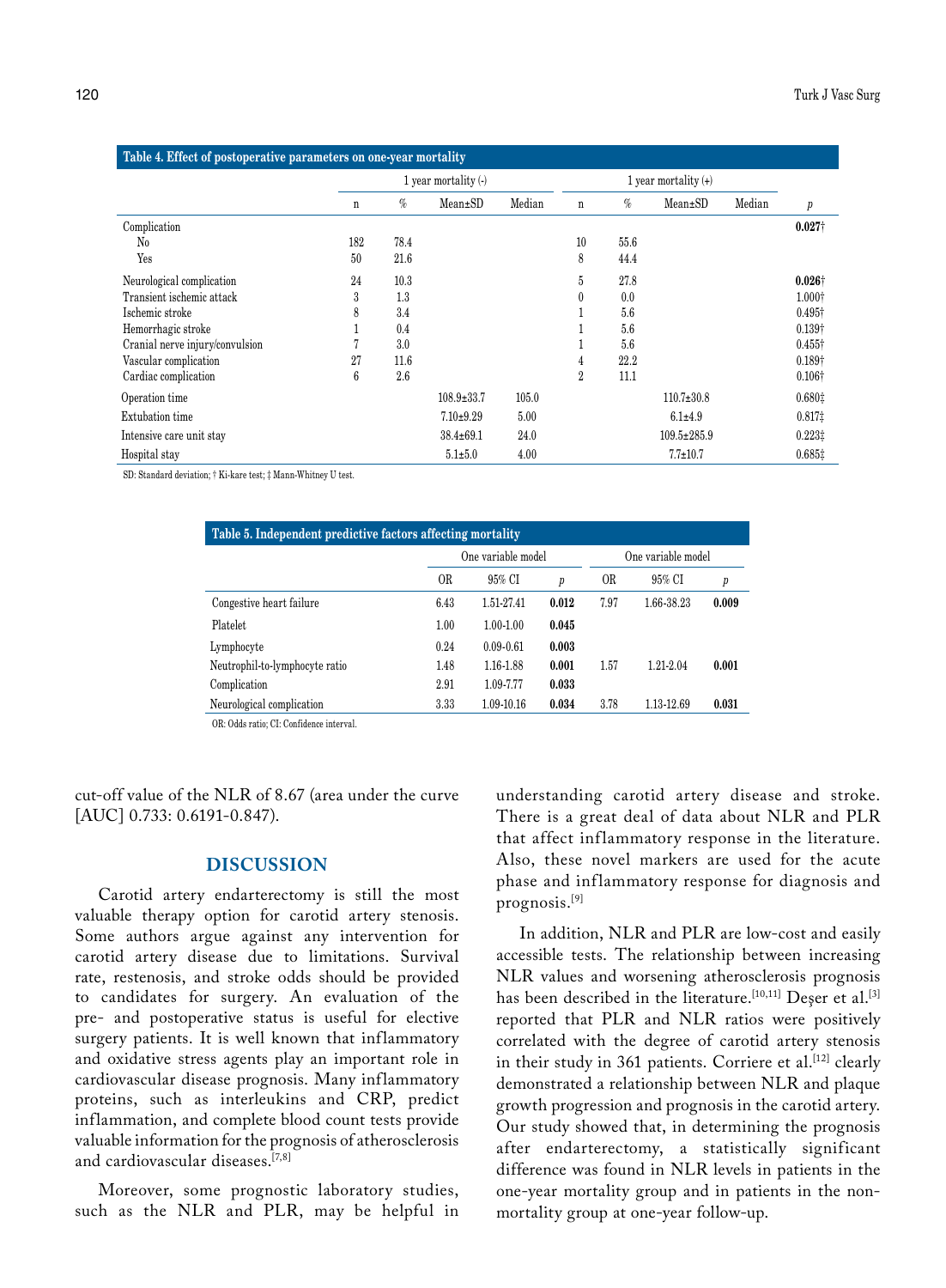**Table 4. Effect of postoperative parameters on one-year mortality**

| | 1 year mortality (-) | | | | 1 year mortality (+) | | | | |
|---|---|---|---|---|---|---|---|---|---|
| | n | % | Mean±SD | Median | n | % | Mean±SD | Median | *p* |
| Complication | | | | | | | | | **0.027†** |
| No | 182 | 78.4 | | | 10 | 55.6 | | | |
| Yes | 50 | 21.6 | | | 8 | 44.4 | | | |
| Neurological complication | 24 | 10.3 | | | 5 | 27.8 | | | **0.026†** |
| Transient ischemic attack | 3 | 1.3 | | | 0 | 0.0 | | | 1.000† |
| Ischemic stroke | 8 | 3.4 | | | 1 | 5.6 | | | 0.495† |
| Hemorrhagic stroke | 1 | 0.4 | | | 1 | 5.6 | | | 0.139† |
| Cranial nerve injury/convulsion | 7 | 3.0 | | | 1 | 5.6 | | | 0.455† |
| Vascular complication | 27 | 11.6 | | | 4 | 22.2 | | | 0.189† |
| Cardiac complication | 6 | 2.6 | | | 2 | 11.1 | | | 0.106† |
| Operation time | | | 108.9±33.7 | 105.0 | | | 110.7±30.8 | | 0.680‡ |
| Extubation time | | | 7.10±9.29 | 5.00 | | | 6.1±4.9 | | 0.817‡ |
| Intensive care unit stay | | | 38.4±69.1 | 24.0 | | | 109.5±285.9 | | 0.223‡ |
| Hospital stay | | | 5.1±5.0 | 4.00 | | | 7.7±10.7 | | 0.685‡ |

SD: Standard deviation; † Ki-kare test; ‡ Mann-Whitney U test.

**Table 5. Independent predictive factors affecting mortality**

| | One variable model | | | One variable model | | |
|---|---|---|---|---|---|---|
| | OR | 95% CI | *p* | OR | 95% CI | *p* |
| Congestive heart failure | 6.43 | 1.51-27.41 | **0.012** | 7.97 | 1.66-38.23 | **0.009** |
| Platelet | 1.00 | 1.00-1.00 | **0.045** | | | |
| Lymphocyte | 0.24 | 0.09-0.61 | **0.003** | | | |
| Neutrophil-to-lymphocyte ratio | 1.48 | 1.16-1.88 | **0.001** | 1.57 | 1.21-2.04 | **0.001** |
| Complication | 2.91 | 1.09-7.77 | **0.033** | | | |
| Neurological complication | 3.33 | 1.09-10.16 | **0.034** | 3.78 | 1.13-12.69 | **0.031** |

OR: Odds ratio; CI: Confidence interval.

cut-off value of the NLR of 8.67 (area under the curve [AUC] 0.733: 0.6191-0.847).

## DISCUSSION

Carotid artery endarterectomy is still the most valuable therapy option for carotid artery stenosis. Some authors argue against any intervention for carotid artery disease due to limitations. Survival rate, restenosis, and stroke odds should be provided to candidates for surgery. An evaluation of the pre- and postoperative status is useful for elective surgery patients. It is well known that inflammatory and oxidative stress agents play an important role in cardiovascular disease prognosis. Many inflammatory proteins, such as interleukins and CRP, predict inflammation, and complete blood count tests provide valuable information for the prognosis of atherosclerosis and cardiovascular diseases.[7,8]

Moreover, some prognostic laboratory studies, such as the NLR and PLR, may be helpful in understanding carotid artery disease and stroke. There is a great deal of data about NLR and PLR that affect inflammatory response in the literature. Also, these novel markers are used for the acute phase and inflammatory response for diagnosis and prognosis.[9]

In addition, NLR and PLR are low-cost and easily accessible tests. The relationship between increasing NLR values and worsening atherosclerosis prognosis has been described in the literature.[10,11] Deşer et al.[3] reported that PLR and NLR ratios were positively correlated with the degree of carotid artery stenosis in their study in 361 patients. Corriere et al.[12] clearly demonstrated a relationship between NLR and plaque growth progression and prognosis in the carotid artery. Our study showed that, in determining the prognosis after endarterectomy, a statistically significant difference was found in NLR levels in patients in the one-year mortality group and in patients in the non-mortality group at one-year follow-up.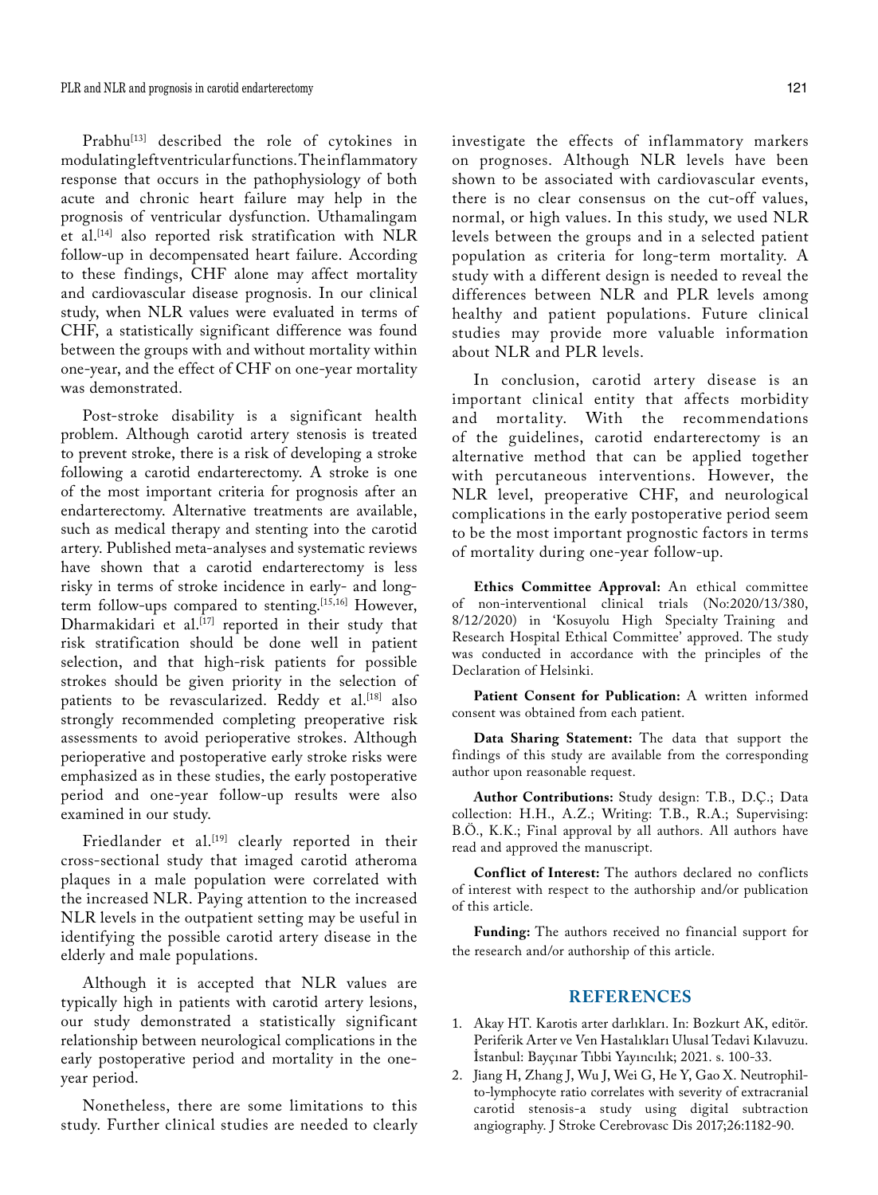Prabhu[13] described the role of cytokines in modulating left ventricular functions. The inflammatory response that occurs in the pathophysiology of both acute and chronic heart failure may help in the prognosis of ventricular dysfunction. Uthamalingam et al.[14] also reported risk stratification with NLR follow-up in decompensated heart failure. According to these findings, CHF alone may affect mortality and cardiovascular disease prognosis. In our clinical study, when NLR values were evaluated in terms of CHF, a statistically significant difference was found between the groups with and without mortality within one-year, and the effect of CHF on one-year mortality was demonstrated.

Post-stroke disability is a significant health problem. Although carotid artery stenosis is treated to prevent stroke, there is a risk of developing a stroke following a carotid endarterectomy. A stroke is one of the most important criteria for prognosis after an endarterectomy. Alternative treatments are available, such as medical therapy and stenting into the carotid artery. Published meta-analyses and systematic reviews have shown that a carotid endarterectomy is less risky in terms of stroke incidence in early- and long-term follow-ups compared to stenting.[15,16] However, Dharmakidari et al.[17] reported in their study that risk stratification should be done well in patient selection, and that high-risk patients for possible strokes should be given priority in the selection of patients to be revascularized. Reddy et al.[18] also strongly recommended completing preoperative risk assessments to avoid perioperative strokes. Although perioperative and postoperative early stroke risks were emphasized as in these studies, the early postoperative period and one-year follow-up results were also examined in our study.

Friedlander et al.[19] clearly reported in their cross-sectional study that imaged carotid atheroma plaques in a male population were correlated with the increased NLR. Paying attention to the increased NLR levels in the outpatient setting may be useful in identifying the possible carotid artery disease in the elderly and male populations.

Although it is accepted that NLR values are typically high in patients with carotid artery lesions, our study demonstrated a statistically significant relationship between neurological complications in the early postoperative period and mortality in the one-year period.

Nonetheless, there are some limitations to this study. Further clinical studies are needed to clearly investigate the effects of inflammatory markers on prognoses. Although NLR levels have been shown to be associated with cardiovascular events, there is no clear consensus on the cut-off values, normal, or high values. In this study, we used NLR levels between the groups and in a selected patient population as criteria for long-term mortality. A study with a different design is needed to reveal the differences between NLR and PLR levels among healthy and patient populations. Future clinical studies may provide more valuable information about NLR and PLR levels.

In conclusion, carotid artery disease is an important clinical entity that affects morbidity and mortality. With the recommendations of the guidelines, carotid endarterectomy is an alternative method that can be applied together with percutaneous interventions. However, the NLR level, preoperative CHF, and neurological complications in the early postoperative period seem to be the most important prognostic factors in terms of mortality during one-year follow-up.

**Ethics Committee Approval:** An ethical committee of non-interventional clinical trials (No:2020/13/380, 8/12/2020) in 'Kosuyolu High Specialty Training and Research Hospital Ethical Committee' approved. The study was conducted in accordance with the principles of the Declaration of Helsinki.

**Patient Consent for Publication:** A written informed consent was obtained from each patient.

**Data Sharing Statement:** The data that support the findings of this study are available from the corresponding author upon reasonable request.

**Author Contributions:** Study design: T.B., D.Ç.; Data collection: H.H., A.Z.; Writing: T.B., R.A.; Supervising: B.Ö., K.K.; Final approval by all authors. All authors have read and approved the manuscript.

**Conflict of Interest:** The authors declared no conflicts of interest with respect to the authorship and/or publication of this article.

**Funding:** The authors received no financial support for the research and/or authorship of this article.

## REFERENCES

1. Akay HT. Karotis arter darlıkları. In: Bozkurt AK, editör. Periferik Arter ve Ven Hastalıkları Ulusal Tedavi Kılavuzu. İstanbul: Bayçınar Tıbbi Yayıncılık; 2021. s. 100-33.
2. Jiang H, Zhang J, Wu J, Wei G, He Y, Gao X. Neutrophil-to-lymphocyte ratio correlates with severity of extracranial carotid stenosis-a study using digital subtraction angiography. J Stroke Cerebrovasc Dis 2017;26:1182-90.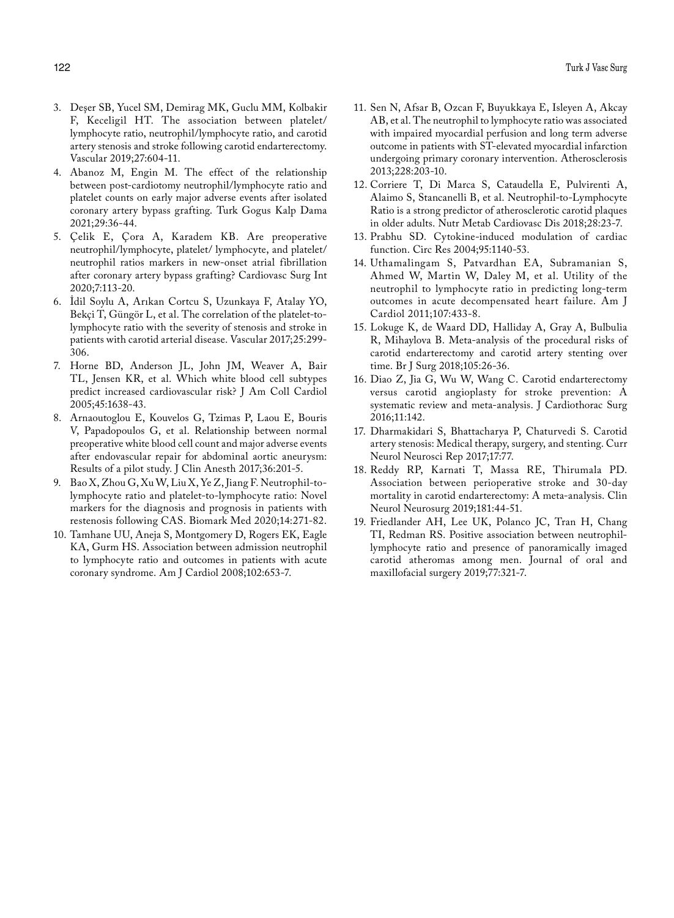3. Deşer SB, Yucel SM, Demirag MK, Guclu MM, Kolbakir F, Keceligil HT. The association between platelet/lymphocyte ratio, neutrophil/lymphocyte ratio, and carotid artery stenosis and stroke following carotid endarterectomy. Vascular 2019;27:604-11.
4. Abanoz M, Engin M. The effect of the relationship between post-cardiotomy neutrophil/lymphocyte ratio and platelet counts on early major adverse events after isolated coronary artery bypass grafting. Turk Gogus Kalp Dama 2021;29:36-44.
5. Çelik E, Çora A, Karadem KB. Are preoperative neutrophil/lymphocyte, platelet/ lymphocyte, and platelet/neutrophil ratios markers in new-onset atrial fibrillation after coronary artery bypass grafting? Cardiovasc Surg Int 2020;7:113-20.
6. İdil Soylu A, Arıkan Cortcu S, Uzunkaya F, Atalay YO, Bekçi T, Güngör L, et al. The correlation of the platelet-to-lymphocyte ratio with the severity of stenosis and stroke in patients with carotid arterial disease. Vascular 2017;25:299-306.
7. Horne BD, Anderson JL, John JM, Weaver A, Bair TL, Jensen KR, et al. Which white blood cell subtypes predict increased cardiovascular risk? J Am Coll Cardiol 2005;45:1638-43.
8. Arnaoutoglou E, Kouvelos G, Tzimas P, Laou E, Bouris V, Papadopoulos G, et al. Relationship between normal preoperative white blood cell count and major adverse events after endovascular repair for abdominal aortic aneurysm: Results of a pilot study. J Clin Anesth 2017;36:201-5.
9. Bao X, Zhou G, Xu W, Liu X, Ye Z, Jiang F. Neutrophil-to-lymphocyte ratio and platelet-to-lymphocyte ratio: Novel markers for the diagnosis and prognosis in patients with restenosis following CAS. Biomark Med 2020;14:271-82.
10. Tamhane UU, Aneja S, Montgomery D, Rogers EK, Eagle KA, Gurm HS. Association between admission neutrophil to lymphocyte ratio and outcomes in patients with acute coronary syndrome. Am J Cardiol 2008;102:653-7.
11. Sen N, Afsar B, Ozcan F, Buyukkaya E, Isleyen A, Akcay AB, et al. The neutrophil to lymphocyte ratio was associated with impaired myocardial perfusion and long term adverse outcome in patients with ST-elevated myocardial infarction undergoing primary coronary intervention. Atherosclerosis 2013;228:203-10.
12. Corriere T, Di Marca S, Cataudella E, Pulvirenti A, Alaimo S, Stancanelli B, et al. Neutrophil-to-Lymphocyte Ratio is a strong predictor of atherosclerotic carotid plaques in older adults. Nutr Metab Cardiovasc Dis 2018;28:23-7.
13. Prabhu SD. Cytokine-induced modulation of cardiac function. Circ Res 2004;95:1140-53.
14. Uthamalingam S, Patvardhan EA, Subramanian S, Ahmed W, Martin W, Daley M, et al. Utility of the neutrophil to lymphocyte ratio in predicting long-term outcomes in acute decompensated heart failure. Am J Cardiol 2011;107:433-8.
15. Lokuge K, de Waard DD, Halliday A, Gray A, Bulbulia R, Mihaylova B. Meta-analysis of the procedural risks of carotid endarterectomy and carotid artery stenting over time. Br J Surg 2018;105:26-36.
16. Diao Z, Jia G, Wu W, Wang C. Carotid endarterectomy versus carotid angioplasty for stroke prevention: A systematic review and meta-analysis. J Cardiothorac Surg 2016;11:142.
17. Dharmakidari S, Bhattacharya P, Chaturvedi S. Carotid artery stenosis: Medical therapy, surgery, and stenting. Curr Neurol Neurosci Rep 2017;17:77.
18. Reddy RP, Karnati T, Massa RE, Thirumala PD. Association between perioperative stroke and 30-day mortality in carotid endarterectomy: A meta-analysis. Clin Neurol Neurosurg 2019;181:44-51.
19. Friedlander AH, Lee UK, Polanco JC, Tran H, Chang TI, Redman RS. Positive association between neutrophil-lymphocyte ratio and presence of panoramically imaged carotid atheromas among men. Journal of oral and maxillofacial surgery 2019;77:321-7.